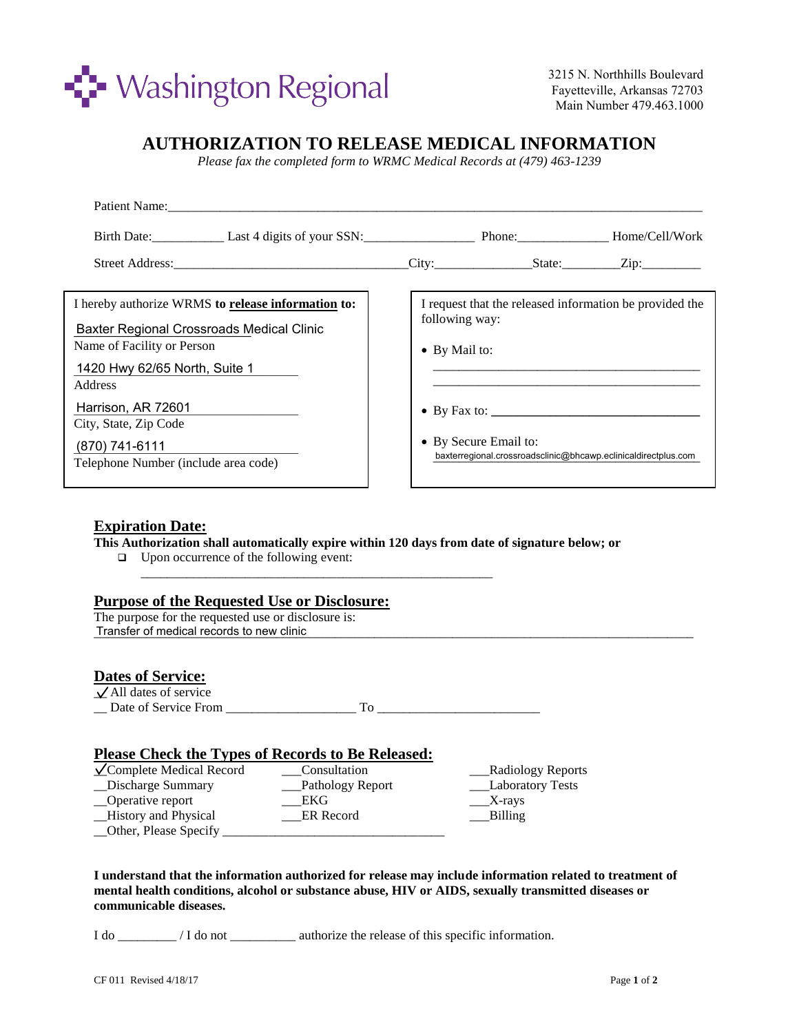Washington Regional

3215 N. Northhills Boulevard
Fayetteville, Arkansas 72703
Main Number 479.463.1000

# AUTHORIZATION TO RELEASE MEDICAL INFORMATION

*Please fax the completed form to WRMC Medical Records at (479) 463-1239*

Patient Name:_______________________________________________

Birth Date:___________ Last 4 digits of your SSN:_________________ Phone:______________ Home/Cell/Work

Street Address:____________________________City:_______________State:_________Zip:_________

I hereby authorize WRMS **to <u>release information</u> to:**

Baxter Regional Crossroads Medical Clinic
Name of Facility or Person

1420 Hwy 62/65 North, Suite 1
Address

Harrison, AR 72601
City, State, Zip Code

(870) 741-6111
Telephone Number (include area code)

I request that the released information be provided the following way:

- By Mail to: ________________________________________
- By Fax to: ________________________________
- By Secure Email to: baxterregional.crossroadsclinic@bhcawp.eclinicaldirectplus.com

## Expiration Date:

**This Authorization shall automatically expire within 120 days from date of signature below; or**

- ☐ Upon occurrence of the following event: ________________________________________

## Purpose of the Requested Use or Disclosure:

The purpose for the requested use or disclosure is:
Transfer of medical records to new clinic

## Dates of Service:

✓ All dates of service
__ Date of Service From ____________________ To _________________________

## Please Check the Types of Records to Be Released:

| | | |
|---|---|---|
| ✓Complete Medical Record | ___Consultation | ___Radiology Reports |
| __Discharge Summary | ___Pathology Report | ___Laboratory Tests |
| __Operative report | ___EKG | ___X-rays |
| __History and Physical | ___ER Record | ___Billing |
| __Other, Please Specify ______________________ | | |

**I understand that the information authorized for release may include information related to treatment of mental health conditions, alcohol or substance abuse, HIV or AIDS, sexually transmitted diseases or communicable diseases.**

I do _________ / I do not __________ authorize the release of this specific information.

CF 011 Revised 4/18/17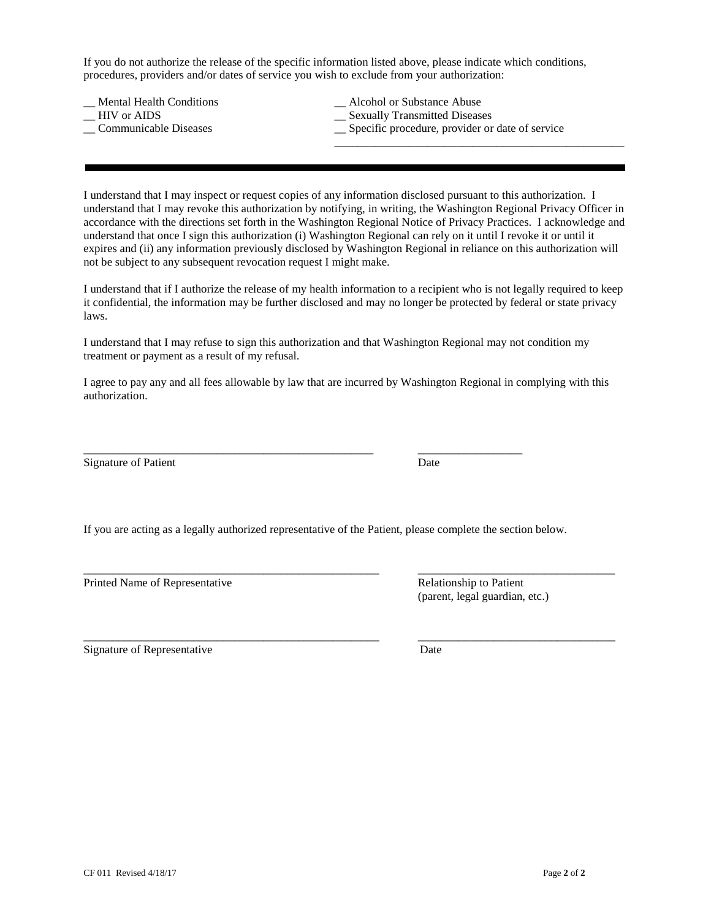If you do not authorize the release of the specific information listed above, please indicate which conditions, procedures, providers and/or dates of service you wish to exclude from your authorization:

__ Mental Health Conditions
__ HIV or AIDS
__ Communicable Diseases
__ Alcohol or Substance Abuse
__ Sexually Transmitted Diseases
__ Specific procedure, provider or date of service ____________________________________________________

---

I understand that I may inspect or request copies of any information disclosed pursuant to this authorization. I understand that I may revoke this authorization by notifying, in writing, the Washington Regional Privacy Officer in accordance with the directions set forth in the Washington Regional Notice of Privacy Practices. I acknowledge and understand that once I sign this authorization (i) Washington Regional can rely on it until I revoke it or until it expires and (ii) any information previously disclosed by Washington Regional in reliance on this authorization will not be subject to any subsequent revocation request I might make.

I understand that if I authorize the release of my health information to a recipient who is not legally required to keep it confidential, the information may be further disclosed and may no longer be protected by federal or state privacy laws.

I understand that I may refuse to sign this authorization and that Washington Regional may not condition my treatment or payment as a result of my refusal.

I agree to pay any and all fees allowable by law that are incurred by Washington Regional in complying with this authorization.

____________________________________________________ __________________
Signature of Patient Date

If you are acting as a legally authorized representative of the Patient, please complete the section below.

____________________________________________________ ____________________________________
Printed Name of Representative Relationship to Patient
(parent, legal guardian, etc.)

____________________________________________________ ____________________________________
Signature of Representative Date

CF 011 Revised 4/18/17